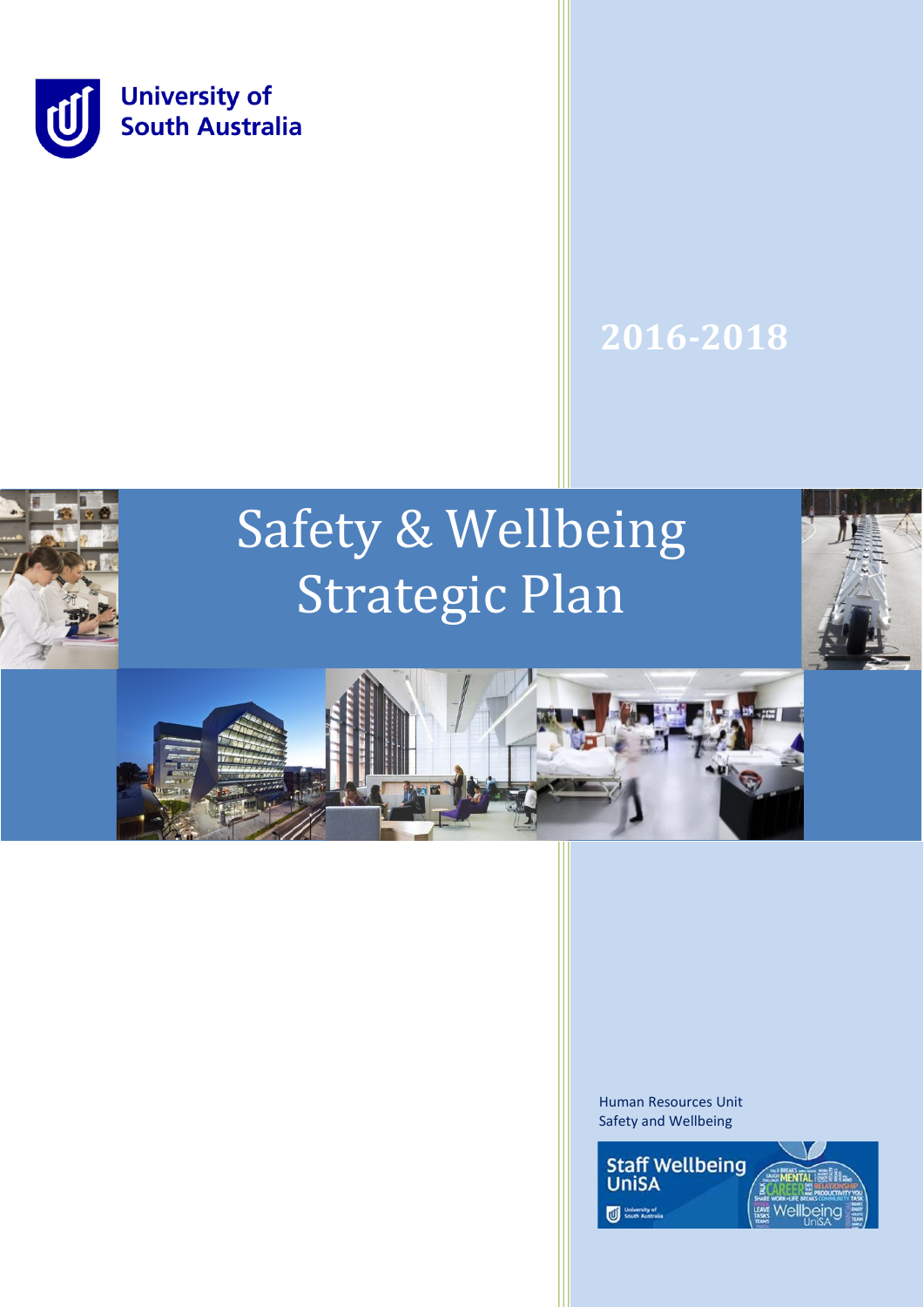University of South Australia

2016-2018

# Safety & Wellbeing Strategic Plan

Human Resources Unit
Safety and Wellbeing

Staff Wellbeing UniSA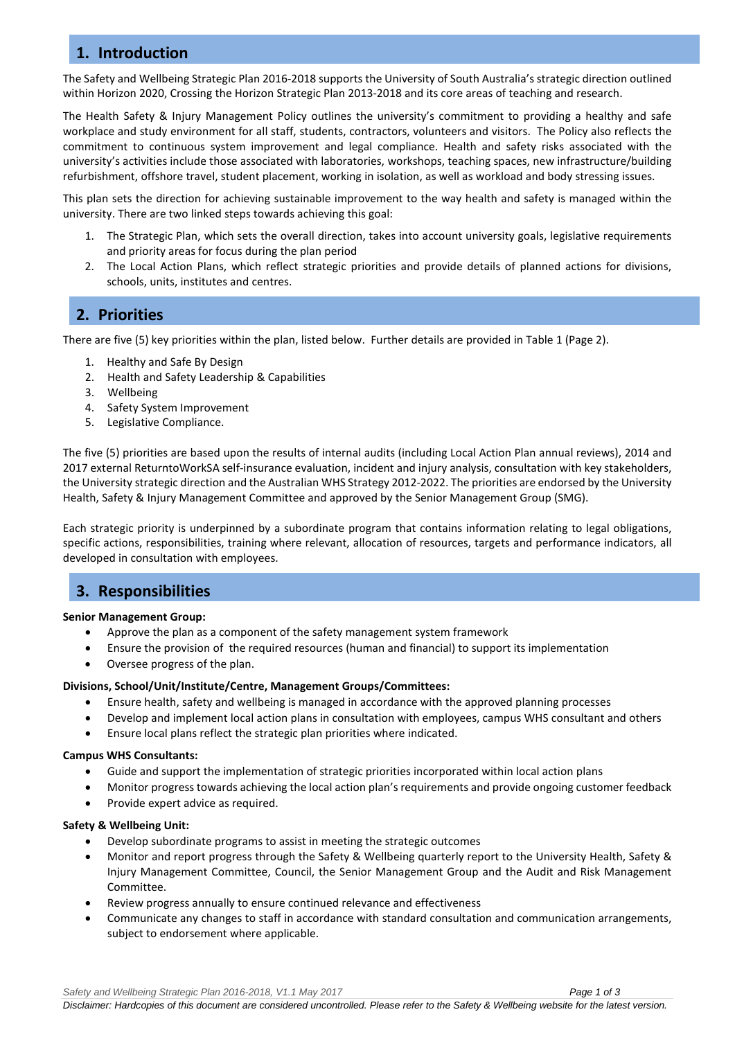## 1. Introduction

The Safety and Wellbeing Strategic Plan 2016-2018 supports the University of South Australia's strategic direction outlined within Horizon 2020, Crossing the Horizon Strategic Plan 2013-2018 and its core areas of teaching and research.

The Health Safety & Injury Management Policy outlines the university's commitment to providing a healthy and safe workplace and study environment for all staff, students, contractors, volunteers and visitors. The Policy also reflects the commitment to continuous system improvement and legal compliance. Health and safety risks associated with the university's activities include those associated with laboratories, workshops, teaching spaces, new infrastructure/building refurbishment, offshore travel, student placement, working in isolation, as well as workload and body stressing issues.

This plan sets the direction for achieving sustainable improvement to the way health and safety is managed within the university. There are two linked steps towards achieving this goal:

1. The Strategic Plan, which sets the overall direction, takes into account university goals, legislative requirements and priority areas for focus during the plan period
2. The Local Action Plans, which reflect strategic priorities and provide details of planned actions for divisions, schools, units, institutes and centres.

## 2. Priorities

There are five (5) key priorities within the plan, listed below. Further details are provided in Table 1 (Page 2).

1. Healthy and Safe By Design
2. Health and Safety Leadership & Capabilities
3. Wellbeing
4. Safety System Improvement
5. Legislative Compliance.

The five (5) priorities are based upon the results of internal audits (including Local Action Plan annual reviews), 2014 and 2017 external ReturntoWorkSA self-insurance evaluation, incident and injury analysis, consultation with key stakeholders, the University strategic direction and the Australian WHS Strategy 2012-2022. The priorities are endorsed by the University Health, Safety & Injury Management Committee and approved by the Senior Management Group (SMG).

Each strategic priority is underpinned by a subordinate program that contains information relating to legal obligations, specific actions, responsibilities, training where relevant, allocation of resources, targets and performance indicators, all developed in consultation with employees.

## 3. Responsibilities

**Senior Management Group:**

- Approve the plan as a component of the safety management system framework
- Ensure the provision of the required resources (human and financial) to support its implementation
- Oversee progress of the plan.

**Divisions, School/Unit/Institute/Centre, Management Groups/Committees:**

- Ensure health, safety and wellbeing is managed in accordance with the approved planning processes
- Develop and implement local action plans in consultation with employees, campus WHS consultant and others
- Ensure local plans reflect the strategic plan priorities where indicated.

**Campus WHS Consultants:**

- Guide and support the implementation of strategic priorities incorporated within local action plans
- Monitor progress towards achieving the local action plan's requirements and provide ongoing customer feedback
- Provide expert advice as required.

**Safety & Wellbeing Unit:**

- Develop subordinate programs to assist in meeting the strategic outcomes
- Monitor and report progress through the Safety & Wellbeing quarterly report to the University Health, Safety & Injury Management Committee, Council, the Senior Management Group and the Audit and Risk Management Committee.
- Review progress annually to ensure continued relevance and effectiveness
- Communicate any changes to staff in accordance with standard consultation and communication arrangements, subject to endorsement where applicable.

*Disclaimer: Hardcopies of this document are considered uncontrolled. Please refer to the Safety & Wellbeing website for the latest version.*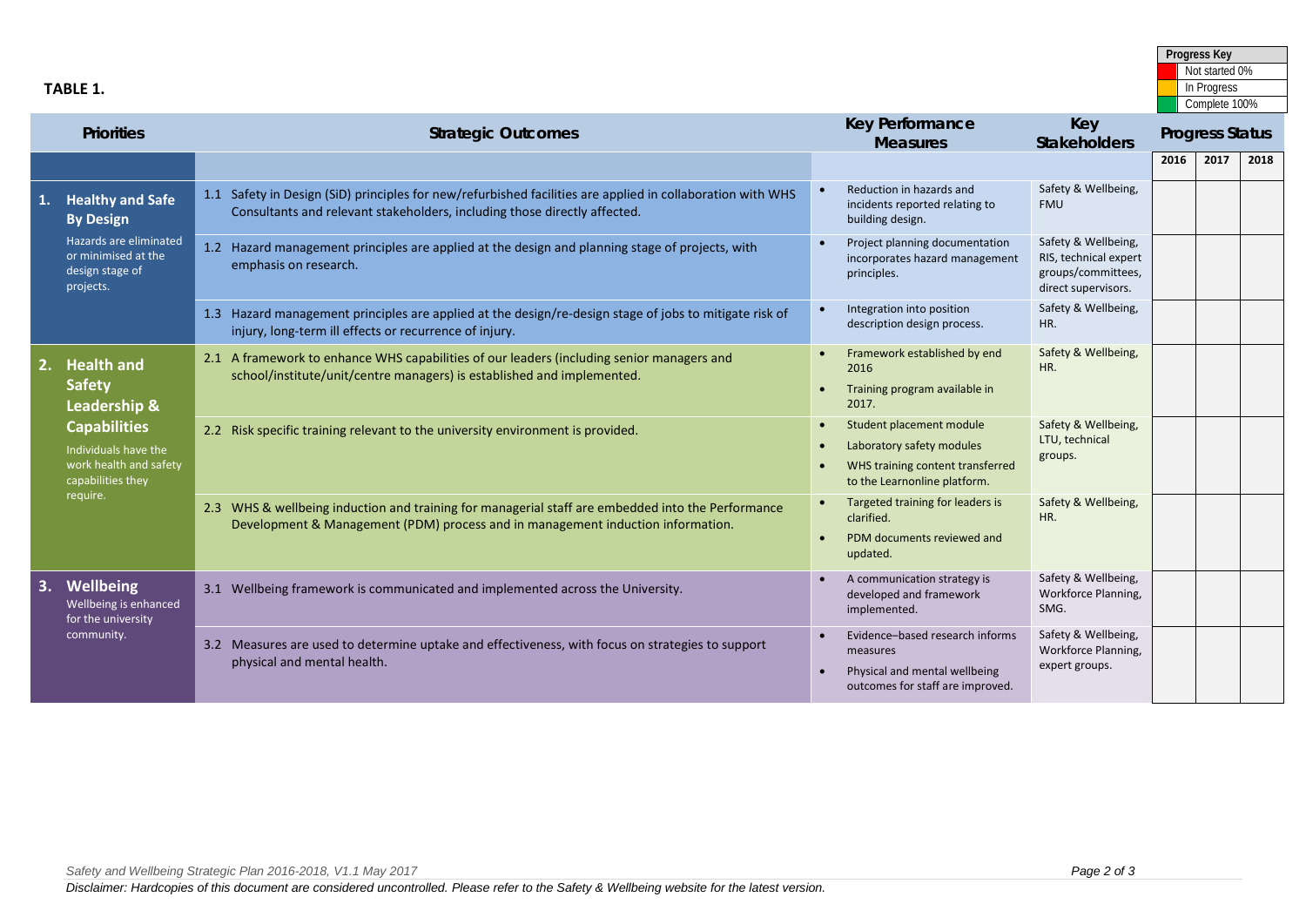**TABLE 1.**

| Progress Key | |
|---|---|
| (red) | Not started 0% |
| (amber) | In Progress |
| (green) | Complete 100% |

| Priorities | Strategic Outcomes | Key Performance Measures | Key Stakeholders | Progress Status | | |
|---|---|---|---|---|---|---|
| | | | | 2016 | 2017 | 2018 |
| **1. Healthy and Safe By Design** Hazards are eliminated or minimised at the design stage of projects. | 1.1 Safety in Design (SiD) principles for new/refurbished facilities are applied in collaboration with WHS Consultants and relevant stakeholders, including those directly affected. | • Reduction in hazards and incidents reported relating to building design. | Safety & Wellbeing, FMU | | | |
| | 1.2 Hazard management principles are applied at the design and planning stage of projects, with emphasis on research. | • Project planning documentation incorporates hazard management principles. | Safety & Wellbeing, RIS, technical expert groups/committees, direct supervisors. | | | |
| | 1.3 Hazard management principles are applied at the design/re-design stage of jobs to mitigate risk of injury, long-term ill effects or recurrence of injury. | • Integration into position description design process. | Safety & Wellbeing, HR. | | | |
| **2. Health and Safety Leadership & Capabilities** Individuals have the work health and safety capabilities they require. | 2.1 A framework to enhance WHS capabilities of our leaders (including senior managers and school/institute/unit/centre managers) is established and implemented. | • Framework established by end 2016<br>• Training program available in 2017. | Safety & Wellbeing, HR. | | | |
| | 2.2 Risk specific training relevant to the university environment is provided. | • Student placement module<br>• Laboratory safety modules<br>• WHS training content transferred to the Learnonline platform. | Safety & Wellbeing, LTU, technical groups. | | | |
| | 2.3 WHS & wellbeing induction and training for managerial staff are embedded into the Performance Development & Management (PDM) process and in management induction information. | • Targeted training for leaders is clarified.<br>• PDM documents reviewed and updated. | Safety & Wellbeing, HR. | | | |
| **3. Wellbeing** Wellbeing is enhanced for the university community. | 3.1 Wellbeing framework is communicated and implemented across the University. | • A communication strategy is developed and framework implemented. | Safety & Wellbeing, Workforce Planning, SMG. | | | |
| | 3.2 Measures are used to determine uptake and effectiveness, with focus on strategies to support physical and mental health. | • Evidence–based research informs measures<br>• Physical and mental wellbeing outcomes for staff are improved. | Safety & Wellbeing, Workforce Planning, expert groups. | | | |

*Safety and Wellbeing Strategic Plan 2016-2018, V1.1 May 2017*

*Disclaimer: Hardcopies of this document are considered uncontrolled. Please refer to the Safety & Wellbeing website for the latest version.*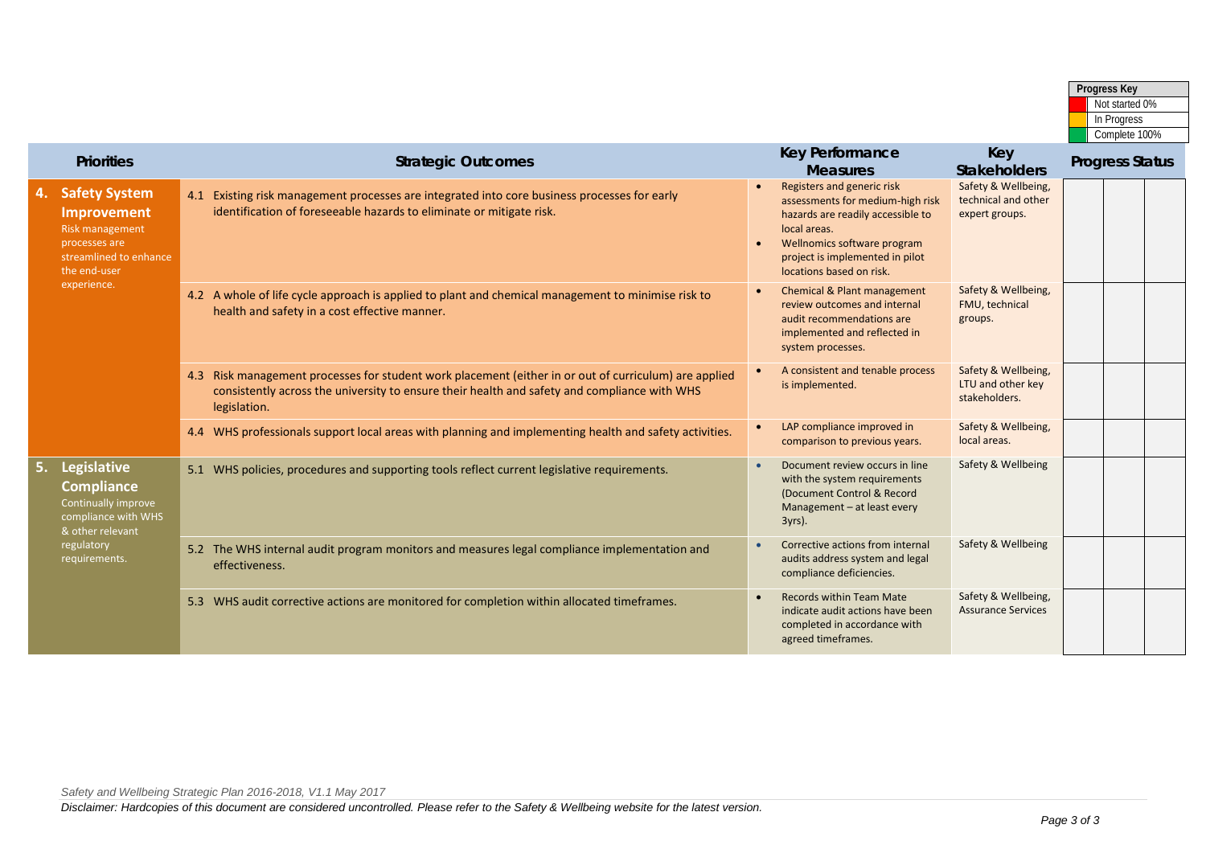| Progress Key | |
|---|---|
| (red) | Not started 0% |
| (amber) | In Progress |
| (green) | Complete 100% |

| Priorities | Strategic Outcomes | Key Performance Measures | Key Stakeholders | Progress Status | | |
|---|---|---|---|---|---|---|
| **4. Safety System Improvement** Risk management processes are streamlined to enhance the end-user experience. | 4.1 Existing risk management processes are integrated into core business processes for early identification of foreseeable hazards to eliminate or mitigate risk. | • Registers and generic risk assessments for medium-high risk hazards are readily accessible to local areas. • Wellnomics software program project is implemented in pilot locations based on risk. | Safety & Wellbeing, technical and other expert groups. | | | |
| | 4.2 A whole of life cycle approach is applied to plant and chemical management to minimise risk to health and safety in a cost effective manner. | • Chemical & Plant management review outcomes and internal audit recommendations are implemented and reflected in system processes. | Safety & Wellbeing, FMU, technical groups. | | | |
| | 4.3 Risk management processes for student work placement (either in or out of curriculum) are applied consistently across the university to ensure their health and safety and compliance with WHS legislation. | • A consistent and tenable process is implemented. | Safety & Wellbeing, LTU and other key stakeholders. | | | |
| | 4.4 WHS professionals support local areas with planning and implementing health and safety activities. | • LAP compliance improved in comparison to previous years. | Safety & Wellbeing, local areas. | | | |
| **5. Legislative Compliance** Continually improve compliance with WHS & other relevant regulatory requirements. | 5.1 WHS policies, procedures and supporting tools reflect current legislative requirements. | • Document review occurs in line with the system requirements (Document Control & Record Management – at least every 3yrs). | Safety & Wellbeing | | | |
| | 5.2 The WHS internal audit program monitors and measures legal compliance implementation and effectiveness. | • Corrective actions from internal audits address system and legal compliance deficiencies. | Safety & Wellbeing | | | |
| | 5.3 WHS audit corrective actions are monitored for completion within allocated timeframes. | • Records within Team Mate indicate audit actions have been completed in accordance with agreed timeframes. | Safety & Wellbeing, Assurance Services | | | |

*Safety and Wellbeing Strategic Plan 2016-2018, V1.1 May 2017*

*Disclaimer: Hardcopies of this document are considered uncontrolled. Please refer to the Safety & Wellbeing website for the latest version.*